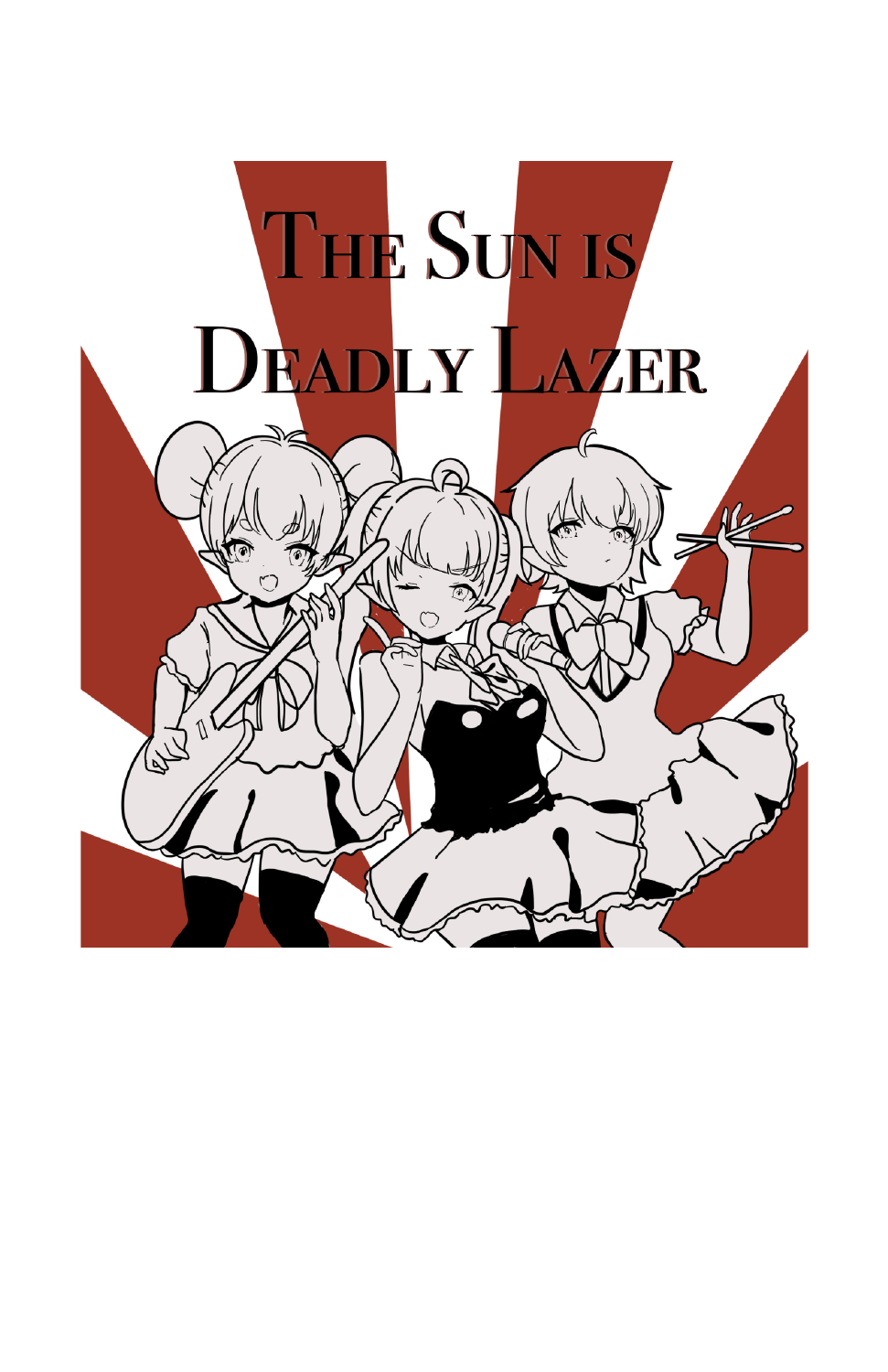# The Sun is Deadly Lazer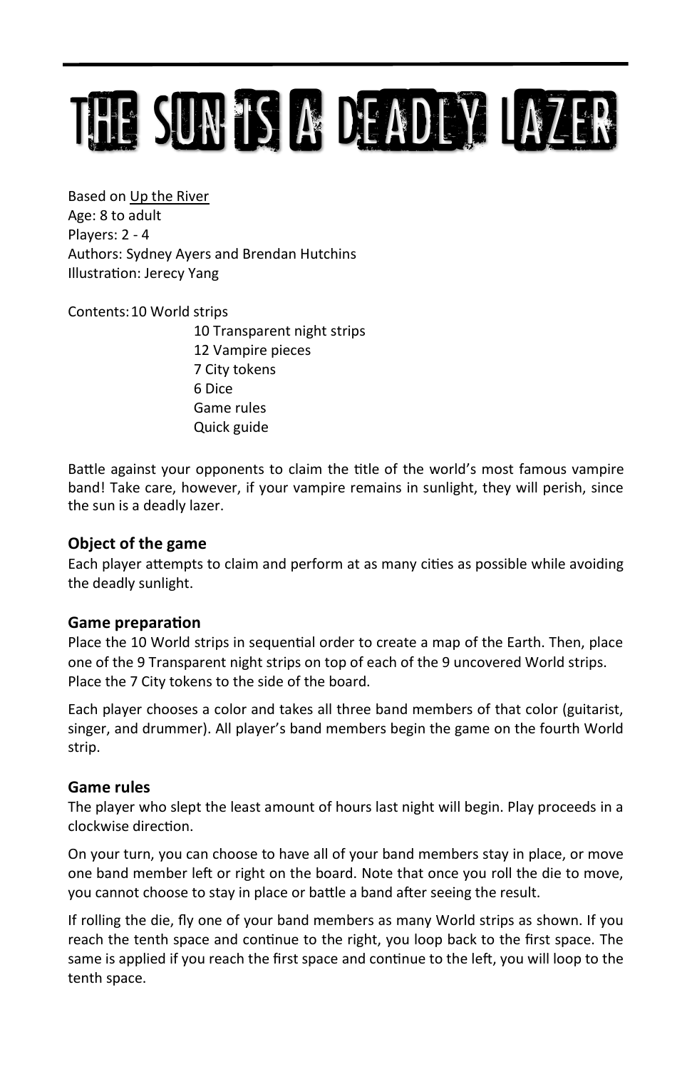# THE SUN IS A DEADLY LAZER

Based on Up the River
Age: 8 to adult
Players: 2 - 4
Authors: Sydney Ayers and Brendan Hutchins
Illustration: Jerecy Yang

Contents:
- 10 World strips
- 10 Transparent night strips
- 12 Vampire pieces
- 7 City tokens
- 6 Dice
- Game rules
- Quick guide

Battle against your opponents to claim the title of the world's most famous vampire band! Take care, however, if your vampire remains in sunlight, they will perish, since the sun is a deadly lazer.

### Object of the game

Each player attempts to claim and perform at as many cities as possible while avoiding the deadly sunlight.

### Game preparation

Place the 10 World strips in sequential order to create a map of the Earth. Then, place one of the 9 Transparent night strips on top of each of the 9 uncovered World strips. Place the 7 City tokens to the side of the board.

Each player chooses a color and takes all three band members of that color (guitarist, singer, and drummer). All player's band members begin the game on the fourth World strip.

### Game rules

The player who slept the least amount of hours last night will begin. Play proceeds in a clockwise direction.

On your turn, you can choose to have all of your band members stay in place, or move one band member left or right on the board. Note that once you roll the die to move, you cannot choose to stay in place or battle a band after seeing the result.

If rolling the die, fly one of your band members as many World strips as shown. If you reach the tenth space and continue to the right, you loop back to the first space. The same is applied if you reach the first space and continue to the left, you will loop to the tenth space.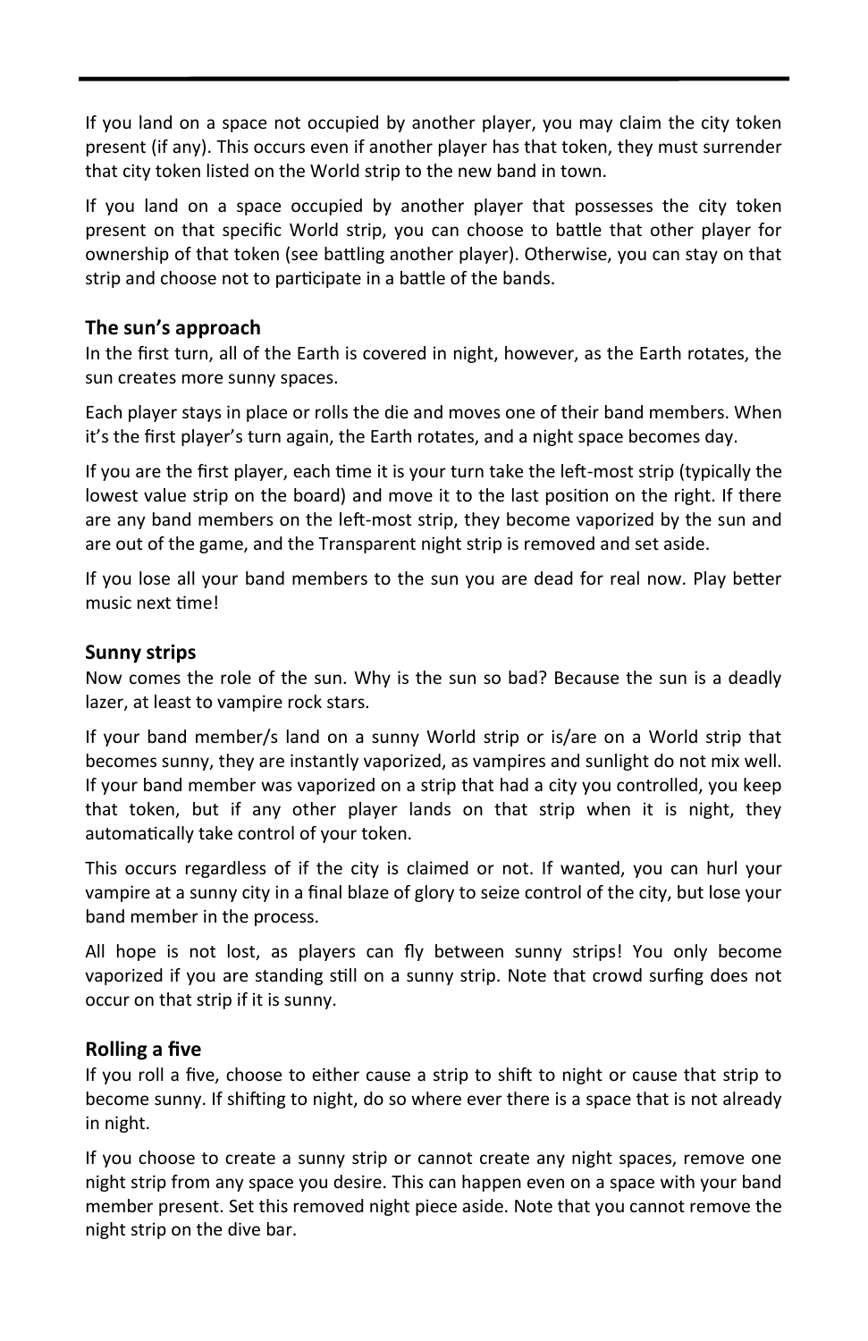If you land on a space not occupied by another player, you may claim the city token present (if any). This occurs even if another player has that token, they must surrender that city token listed on the World strip to the new band in town.

If you land on a space occupied by another player that possesses the city token present on that specific World strip, you can choose to battle that other player for ownership of that token (see battling another player). Otherwise, you can stay on that strip and choose not to participate in a battle of the bands.

### The sun's approach

In the first turn, all of the Earth is covered in night, however, as the Earth rotates, the sun creates more sunny spaces.

Each player stays in place or rolls the die and moves one of their band members. When it's the first player's turn again, the Earth rotates, and a night space becomes day.

If you are the first player, each time it is your turn take the left-most strip (typically the lowest value strip on the board) and move it to the last position on the right. If there are any band members on the left-most strip, they become vaporized by the sun and are out of the game, and the Transparent night strip is removed and set aside.

If you lose all your band members to the sun you are dead for real now. Play better music next time!

### Sunny strips

Now comes the role of the sun. Why is the sun so bad? Because the sun is a deadly lazer, at least to vampire rock stars.

If your band member/s land on a sunny World strip or is/are on a World strip that becomes sunny, they are instantly vaporized, as vampires and sunlight do not mix well. If your band member was vaporized on a strip that had a city you controlled, you keep that token, but if any other player lands on that strip when it is night, they automatically take control of your token.

This occurs regardless of if the city is claimed or not. If wanted, you can hurl your vampire at a sunny city in a final blaze of glory to seize control of the city, but lose your band member in the process.

All hope is not lost, as players can fly between sunny strips! You only become vaporized if you are standing still on a sunny strip. Note that crowd surfing does not occur on that strip if it is sunny.

### Rolling a five

If you roll a five, choose to either cause a strip to shift to night or cause that strip to become sunny. If shifting to night, do so where ever there is a space that is not already in night.

If you choose to create a sunny strip or cannot create any night spaces, remove one night strip from any space you desire. This can happen even on a space with your band member present. Set this removed night piece aside. Note that you cannot remove the night strip on the dive bar.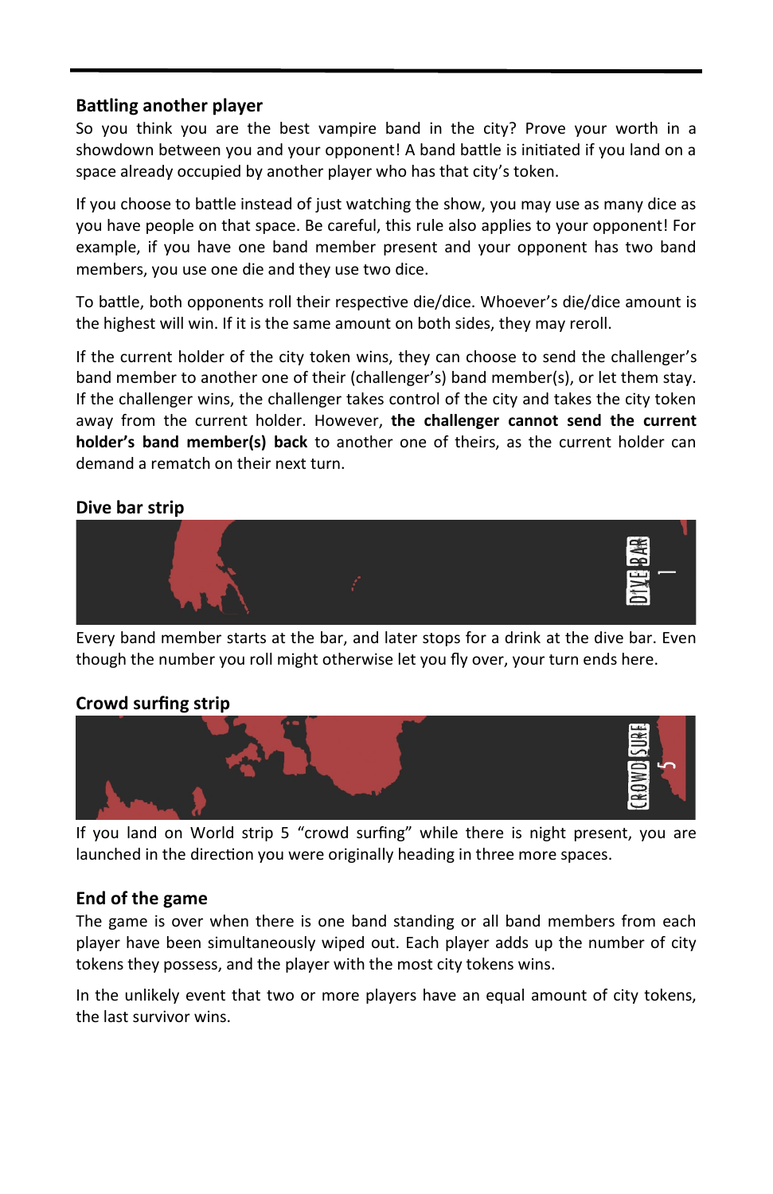## Battling another player

So you think you are the best vampire band in the city? Prove your worth in a showdown between you and your opponent! A band battle is initiated if you land on a space already occupied by another player who has that city's token.

If you choose to battle instead of just watching the show, you may use as many dice as you have people on that space. Be careful, this rule also applies to your opponent! For example, if you have one band member present and your opponent has two band members, you use one die and they use two dice.

To battle, both opponents roll their respective die/dice. Whoever's die/dice amount is the highest will win. If it is the same amount on both sides, they may reroll.

If the current holder of the city token wins, they can choose to send the challenger's band member to another one of their (challenger's) band member(s), or let them stay. If the challenger wins, the challenger takes control of the city and takes the city token away from the current holder. However, **the challenger cannot send the current holder's band member(s) back** to another one of theirs, as the current holder can demand a rematch on their next turn.

## Dive bar strip

DIVE BAR
1

Every band member starts at the bar, and later stops for a drink at the dive bar. Even though the number you roll might otherwise let you fly over, your turn ends here.

## Crowd surfing strip

CROWD SURF
5

If you land on World strip 5 "crowd surfing" while there is night present, you are launched in the direction you were originally heading in three more spaces.

## End of the game

The game is over when there is one band standing or all band members from each player have been simultaneously wiped out. Each player adds up the number of city tokens they possess, and the player with the most city tokens wins.

In the unlikely event that two or more players have an equal amount of city tokens, the last survivor wins.